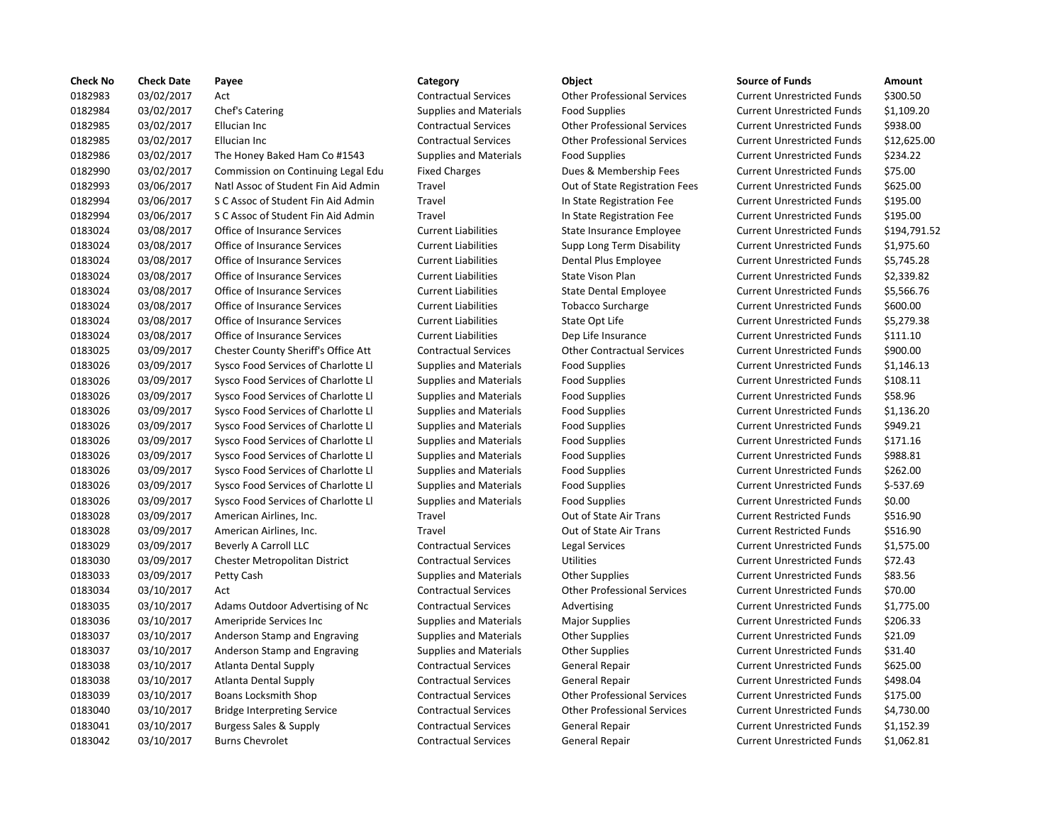| Check No | Check Date | Payee | Category | Object | Source of Funds | Amount |
|---|---|---|---|---|---|---|
| 0182983 | 03/02/2017 | Act | Contractual Services | Other Professional Services | Current Unrestricted Funds | $300.50 |
| 0182984 | 03/02/2017 | Chef's Catering | Supplies and Materials | Food Supplies | Current Unrestricted Funds | $1,109.20 |
| 0182985 | 03/02/2017 | Ellucian Inc | Contractual Services | Other Professional Services | Current Unrestricted Funds | $938.00 |
| 0182985 | 03/02/2017 | Ellucian Inc | Contractual Services | Other Professional Services | Current Unrestricted Funds | $12,625.00 |
| 0182986 | 03/02/2017 | The Honey Baked Ham Co #1543 | Supplies and Materials | Food Supplies | Current Unrestricted Funds | $234.22 |
| 0182990 | 03/02/2017 | Commission on Continuing Legal Edu | Fixed Charges | Dues & Membership Fees | Current Unrestricted Funds | $75.00 |
| 0182993 | 03/06/2017 | Natl Assoc of Student Fin Aid Admin | Travel | Out of State Registration Fees | Current Unrestricted Funds | $625.00 |
| 0182994 | 03/06/2017 | S C Assoc of Student Fin Aid Admin | Travel | In State Registration Fee | Current Unrestricted Funds | $195.00 |
| 0182994 | 03/06/2017 | S C Assoc of Student Fin Aid Admin | Travel | In State Registration Fee | Current Unrestricted Funds | $195.00 |
| 0183024 | 03/08/2017 | Office of Insurance Services | Current Liabilities | State Insurance Employee | Current Unrestricted Funds | $194,791.52 |
| 0183024 | 03/08/2017 | Office of Insurance Services | Current Liabilities | Supp Long Term Disability | Current Unrestricted Funds | $1,975.60 |
| 0183024 | 03/08/2017 | Office of Insurance Services | Current Liabilities | Dental Plus Employee | Current Unrestricted Funds | $5,745.28 |
| 0183024 | 03/08/2017 | Office of Insurance Services | Current Liabilities | State Vison Plan | Current Unrestricted Funds | $2,339.82 |
| 0183024 | 03/08/2017 | Office of Insurance Services | Current Liabilities | State Dental Employee | Current Unrestricted Funds | $5,566.76 |
| 0183024 | 03/08/2017 | Office of Insurance Services | Current Liabilities | Tobacco Surcharge | Current Unrestricted Funds | $600.00 |
| 0183024 | 03/08/2017 | Office of Insurance Services | Current Liabilities | State Opt Life | Current Unrestricted Funds | $5,279.38 |
| 0183024 | 03/08/2017 | Office of Insurance Services | Current Liabilities | Dep Life Insurance | Current Unrestricted Funds | $111.10 |
| 0183025 | 03/09/2017 | Chester County Sheriff's Office Att | Contractual Services | Other Contractual Services | Current Unrestricted Funds | $900.00 |
| 0183026 | 03/09/2017 | Sysco Food Services of Charlotte Ll | Supplies and Materials | Food Supplies | Current Unrestricted Funds | $1,146.13 |
| 0183026 | 03/09/2017 | Sysco Food Services of Charlotte Ll | Supplies and Materials | Food Supplies | Current Unrestricted Funds | $108.11 |
| 0183026 | 03/09/2017 | Sysco Food Services of Charlotte Ll | Supplies and Materials | Food Supplies | Current Unrestricted Funds | $58.96 |
| 0183026 | 03/09/2017 | Sysco Food Services of Charlotte Ll | Supplies and Materials | Food Supplies | Current Unrestricted Funds | $1,136.20 |
| 0183026 | 03/09/2017 | Sysco Food Services of Charlotte Ll | Supplies and Materials | Food Supplies | Current Unrestricted Funds | $949.21 |
| 0183026 | 03/09/2017 | Sysco Food Services of Charlotte Ll | Supplies and Materials | Food Supplies | Current Unrestricted Funds | $171.16 |
| 0183026 | 03/09/2017 | Sysco Food Services of Charlotte Ll | Supplies and Materials | Food Supplies | Current Unrestricted Funds | $988.81 |
| 0183026 | 03/09/2017 | Sysco Food Services of Charlotte Ll | Supplies and Materials | Food Supplies | Current Unrestricted Funds | $262.00 |
| 0183026 | 03/09/2017 | Sysco Food Services of Charlotte Ll | Supplies and Materials | Food Supplies | Current Unrestricted Funds | $-537.69 |
| 0183026 | 03/09/2017 | Sysco Food Services of Charlotte Ll | Supplies and Materials | Food Supplies | Current Unrestricted Funds | $0.00 |
| 0183028 | 03/09/2017 | American Airlines, Inc. | Travel | Out of State Air Trans | Current Restricted Funds | $516.90 |
| 0183028 | 03/09/2017 | American Airlines, Inc. | Travel | Out of State Air Trans | Current Restricted Funds | $516.90 |
| 0183029 | 03/09/2017 | Beverly A Carroll LLC | Contractual Services | Legal Services | Current Unrestricted Funds | $1,575.00 |
| 0183030 | 03/09/2017 | Chester Metropolitan District | Contractual Services | Utilities | Current Unrestricted Funds | $72.43 |
| 0183033 | 03/09/2017 | Petty Cash | Supplies and Materials | Other Supplies | Current Unrestricted Funds | $83.56 |
| 0183034 | 03/10/2017 | Act | Contractual Services | Other Professional Services | Current Unrestricted Funds | $70.00 |
| 0183035 | 03/10/2017 | Adams Outdoor Advertising of Nc | Contractual Services | Advertising | Current Unrestricted Funds | $1,775.00 |
| 0183036 | 03/10/2017 | Ameripride Services Inc | Supplies and Materials | Major Supplies | Current Unrestricted Funds | $206.33 |
| 0183037 | 03/10/2017 | Anderson Stamp and Engraving | Supplies and Materials | Other Supplies | Current Unrestricted Funds | $21.09 |
| 0183037 | 03/10/2017 | Anderson Stamp and Engraving | Supplies and Materials | Other Supplies | Current Unrestricted Funds | $31.40 |
| 0183038 | 03/10/2017 | Atlanta Dental Supply | Contractual Services | General Repair | Current Unrestricted Funds | $625.00 |
| 0183038 | 03/10/2017 | Atlanta Dental Supply | Contractual Services | General Repair | Current Unrestricted Funds | $498.04 |
| 0183039 | 03/10/2017 | Boans Locksmith Shop | Contractual Services | Other Professional Services | Current Unrestricted Funds | $175.00 |
| 0183040 | 03/10/2017 | Bridge Interpreting Service | Contractual Services | Other Professional Services | Current Unrestricted Funds | $4,730.00 |
| 0183041 | 03/10/2017 | Burgess Sales & Supply | Contractual Services | General Repair | Current Unrestricted Funds | $1,152.39 |
| 0183042 | 03/10/2017 | Burns Chevrolet | Contractual Services | General Repair | Current Unrestricted Funds | $1,062.81 |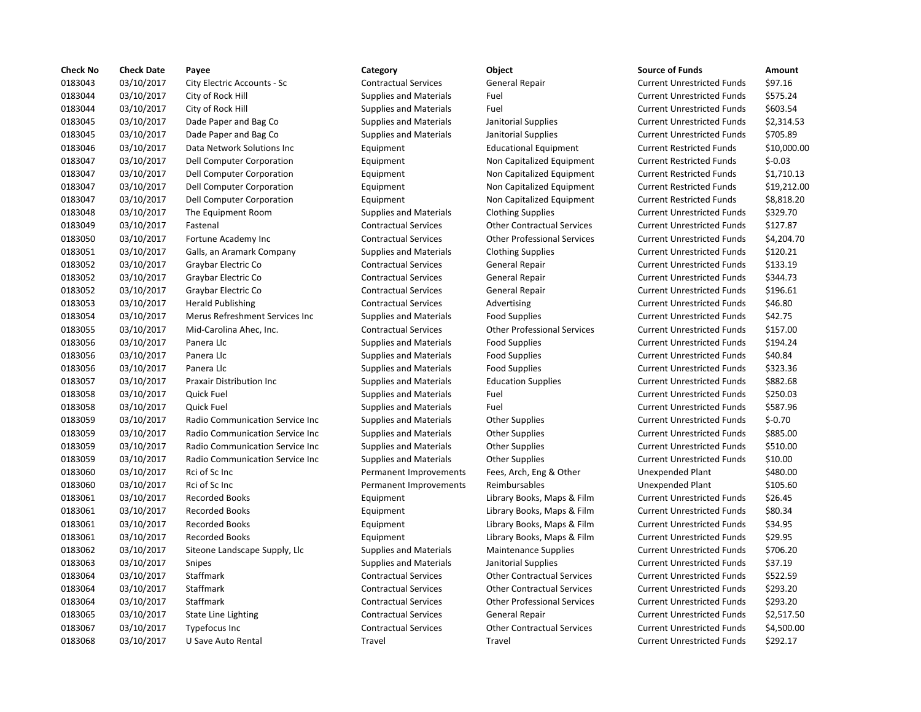| Check No | Check Date | Payee | Category | Object | Source of Funds | Amount |
|---|---|---|---|---|---|---|
| 0183043 | 03/10/2017 | City Electric Accounts - Sc | Contractual Services | General Repair | Current Unrestricted Funds | $97.16 |
| 0183044 | 03/10/2017 | City of Rock Hill | Supplies and Materials | Fuel | Current Unrestricted Funds | $575.24 |
| 0183044 | 03/10/2017 | City of Rock Hill | Supplies and Materials | Fuel | Current Unrestricted Funds | $603.54 |
| 0183045 | 03/10/2017 | Dade Paper and Bag Co | Supplies and Materials | Janitorial Supplies | Current Unrestricted Funds | $2,314.53 |
| 0183045 | 03/10/2017 | Dade Paper and Bag Co | Supplies and Materials | Janitorial Supplies | Current Unrestricted Funds | $705.89 |
| 0183046 | 03/10/2017 | Data Network Solutions Inc | Equipment | Educational Equipment | Current Restricted Funds | $10,000.00 |
| 0183047 | 03/10/2017 | Dell Computer Corporation | Equipment | Non Capitalized Equipment | Current Restricted Funds | $-0.03 |
| 0183047 | 03/10/2017 | Dell Computer Corporation | Equipment | Non Capitalized Equipment | Current Restricted Funds | $1,710.13 |
| 0183047 | 03/10/2017 | Dell Computer Corporation | Equipment | Non Capitalized Equipment | Current Restricted Funds | $19,212.00 |
| 0183047 | 03/10/2017 | Dell Computer Corporation | Equipment | Non Capitalized Equipment | Current Restricted Funds | $8,818.20 |
| 0183048 | 03/10/2017 | The Equipment Room | Supplies and Materials | Clothing Supplies | Current Unrestricted Funds | $329.70 |
| 0183049 | 03/10/2017 | Fastenal | Contractual Services | Other Contractual Services | Current Unrestricted Funds | $127.87 |
| 0183050 | 03/10/2017 | Fortune Academy Inc | Contractual Services | Other Professional Services | Current Unrestricted Funds | $4,204.70 |
| 0183051 | 03/10/2017 | Galls, an Aramark Company | Supplies and Materials | Clothing Supplies | Current Unrestricted Funds | $120.21 |
| 0183052 | 03/10/2017 | Graybar Electric Co | Contractual Services | General Repair | Current Unrestricted Funds | $133.19 |
| 0183052 | 03/10/2017 | Graybar Electric Co | Contractual Services | General Repair | Current Unrestricted Funds | $344.73 |
| 0183052 | 03/10/2017 | Graybar Electric Co | Contractual Services | General Repair | Current Unrestricted Funds | $196.61 |
| 0183053 | 03/10/2017 | Herald Publishing | Contractual Services | Advertising | Current Unrestricted Funds | $46.80 |
| 0183054 | 03/10/2017 | Merus Refreshment Services Inc | Supplies and Materials | Food Supplies | Current Unrestricted Funds | $42.75 |
| 0183055 | 03/10/2017 | Mid-Carolina Ahec, Inc. | Contractual Services | Other Professional Services | Current Unrestricted Funds | $157.00 |
| 0183056 | 03/10/2017 | Panera Llc | Supplies and Materials | Food Supplies | Current Unrestricted Funds | $194.24 |
| 0183056 | 03/10/2017 | Panera Llc | Supplies and Materials | Food Supplies | Current Unrestricted Funds | $40.84 |
| 0183056 | 03/10/2017 | Panera Llc | Supplies and Materials | Food Supplies | Current Unrestricted Funds | $323.36 |
| 0183057 | 03/10/2017 | Praxair Distribution Inc | Supplies and Materials | Education Supplies | Current Unrestricted Funds | $882.68 |
| 0183058 | 03/10/2017 | Quick Fuel | Supplies and Materials | Fuel | Current Unrestricted Funds | $250.03 |
| 0183058 | 03/10/2017 | Quick Fuel | Supplies and Materials | Fuel | Current Unrestricted Funds | $587.96 |
| 0183059 | 03/10/2017 | Radio Communication Service Inc | Supplies and Materials | Other Supplies | Current Unrestricted Funds | $-0.70 |
| 0183059 | 03/10/2017 | Radio Communication Service Inc | Supplies and Materials | Other Supplies | Current Unrestricted Funds | $885.00 |
| 0183059 | 03/10/2017 | Radio Communication Service Inc | Supplies and Materials | Other Supplies | Current Unrestricted Funds | $510.00 |
| 0183059 | 03/10/2017 | Radio Communication Service Inc | Supplies and Materials | Other Supplies | Current Unrestricted Funds | $10.00 |
| 0183060 | 03/10/2017 | Rci of Sc Inc | Permanent Improvements | Fees, Arch, Eng & Other | Unexpended Plant | $480.00 |
| 0183060 | 03/10/2017 | Rci of Sc Inc | Permanent Improvements | Reimbursables | Unexpended Plant | $105.60 |
| 0183061 | 03/10/2017 | Recorded Books | Equipment | Library Books, Maps & Film | Current Unrestricted Funds | $26.45 |
| 0183061 | 03/10/2017 | Recorded Books | Equipment | Library Books, Maps & Film | Current Unrestricted Funds | $80.34 |
| 0183061 | 03/10/2017 | Recorded Books | Equipment | Library Books, Maps & Film | Current Unrestricted Funds | $34.95 |
| 0183061 | 03/10/2017 | Recorded Books | Equipment | Library Books, Maps & Film | Current Unrestricted Funds | $29.95 |
| 0183062 | 03/10/2017 | Siteone Landscape Supply, Llc | Supplies and Materials | Maintenance Supplies | Current Unrestricted Funds | $706.20 |
| 0183063 | 03/10/2017 | Snipes | Supplies and Materials | Janitorial Supplies | Current Unrestricted Funds | $37.19 |
| 0183064 | 03/10/2017 | Staffmark | Contractual Services | Other Contractual Services | Current Unrestricted Funds | $522.59 |
| 0183064 | 03/10/2017 | Staffmark | Contractual Services | Other Contractual Services | Current Unrestricted Funds | $293.20 |
| 0183064 | 03/10/2017 | Staffmark | Contractual Services | Other Professional Services | Current Unrestricted Funds | $293.20 |
| 0183065 | 03/10/2017 | State Line Lighting | Contractual Services | General Repair | Current Unrestricted Funds | $2,517.50 |
| 0183067 | 03/10/2017 | Typefocus Inc | Contractual Services | Other Contractual Services | Current Unrestricted Funds | $4,500.00 |
| 0183068 | 03/10/2017 | U Save Auto Rental | Travel | Travel | Current Unrestricted Funds | $292.17 |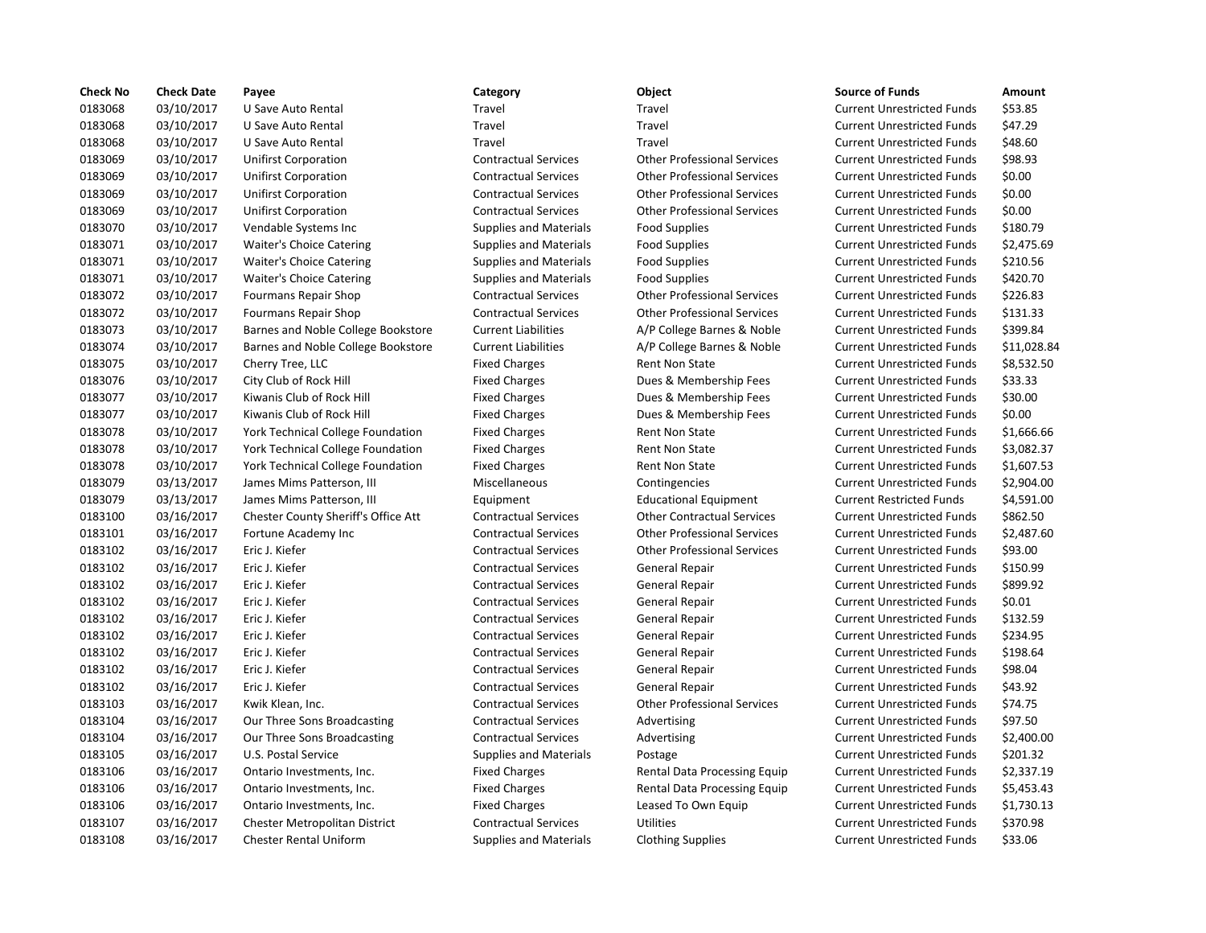| Check No | Check Date | Payee | Category | Object | Source of Funds | Amount |
|---|---|---|---|---|---|---|
| 0183068 | 03/10/2017 | U Save Auto Rental | Travel | Travel | Current Unrestricted Funds | $53.85 |
| 0183068 | 03/10/2017 | U Save Auto Rental | Travel | Travel | Current Unrestricted Funds | $47.29 |
| 0183068 | 03/10/2017 | U Save Auto Rental | Travel | Travel | Current Unrestricted Funds | $48.60 |
| 0183069 | 03/10/2017 | Unifirst Corporation | Contractual Services | Other Professional Services | Current Unrestricted Funds | $98.93 |
| 0183069 | 03/10/2017 | Unifirst Corporation | Contractual Services | Other Professional Services | Current Unrestricted Funds | $0.00 |
| 0183069 | 03/10/2017 | Unifirst Corporation | Contractual Services | Other Professional Services | Current Unrestricted Funds | $0.00 |
| 0183069 | 03/10/2017 | Unifirst Corporation | Contractual Services | Other Professional Services | Current Unrestricted Funds | $0.00 |
| 0183070 | 03/10/2017 | Vendable Systems Inc | Supplies and Materials | Food Supplies | Current Unrestricted Funds | $180.79 |
| 0183071 | 03/10/2017 | Waiter's Choice Catering | Supplies and Materials | Food Supplies | Current Unrestricted Funds | $2,475.69 |
| 0183071 | 03/10/2017 | Waiter's Choice Catering | Supplies and Materials | Food Supplies | Current Unrestricted Funds | $210.56 |
| 0183071 | 03/10/2017 | Waiter's Choice Catering | Supplies and Materials | Food Supplies | Current Unrestricted Funds | $420.70 |
| 0183072 | 03/10/2017 | Fourmans Repair Shop | Contractual Services | Other Professional Services | Current Unrestricted Funds | $226.83 |
| 0183072 | 03/10/2017 | Fourmans Repair Shop | Contractual Services | Other Professional Services | Current Unrestricted Funds | $131.33 |
| 0183073 | 03/10/2017 | Barnes and Noble College Bookstore | Current Liabilities | A/P College Barnes & Noble | Current Unrestricted Funds | $399.84 |
| 0183074 | 03/10/2017 | Barnes and Noble College Bookstore | Current Liabilities | A/P College Barnes & Noble | Current Unrestricted Funds | $11,028.84 |
| 0183075 | 03/10/2017 | Cherry Tree, LLC | Fixed Charges | Rent Non State | Current Unrestricted Funds | $8,532.50 |
| 0183076 | 03/10/2017 | City Club of Rock Hill | Fixed Charges | Dues & Membership Fees | Current Unrestricted Funds | $33.33 |
| 0183077 | 03/10/2017 | Kiwanis Club of Rock Hill | Fixed Charges | Dues & Membership Fees | Current Unrestricted Funds | $30.00 |
| 0183077 | 03/10/2017 | Kiwanis Club of Rock Hill | Fixed Charges | Dues & Membership Fees | Current Unrestricted Funds | $0.00 |
| 0183078 | 03/10/2017 | York Technical College Foundation | Fixed Charges | Rent Non State | Current Unrestricted Funds | $1,666.66 |
| 0183078 | 03/10/2017 | York Technical College Foundation | Fixed Charges | Rent Non State | Current Unrestricted Funds | $3,082.37 |
| 0183078 | 03/10/2017 | York Technical College Foundation | Fixed Charges | Rent Non State | Current Unrestricted Funds | $1,607.53 |
| 0183079 | 03/13/2017 | James Mims Patterson, III | Miscellaneous | Contingencies | Current Unrestricted Funds | $2,904.00 |
| 0183079 | 03/13/2017 | James Mims Patterson, III | Equipment | Educational Equipment | Current Restricted Funds | $4,591.00 |
| 0183100 | 03/16/2017 | Chester County Sheriff's Office Att | Contractual Services | Other Contractual Services | Current Unrestricted Funds | $862.50 |
| 0183101 | 03/16/2017 | Fortune Academy Inc | Contractual Services | Other Professional Services | Current Unrestricted Funds | $2,487.60 |
| 0183102 | 03/16/2017 | Eric J. Kiefer | Contractual Services | Other Professional Services | Current Unrestricted Funds | $93.00 |
| 0183102 | 03/16/2017 | Eric J. Kiefer | Contractual Services | General Repair | Current Unrestricted Funds | $150.99 |
| 0183102 | 03/16/2017 | Eric J. Kiefer | Contractual Services | General Repair | Current Unrestricted Funds | $899.92 |
| 0183102 | 03/16/2017 | Eric J. Kiefer | Contractual Services | General Repair | Current Unrestricted Funds | $0.01 |
| 0183102 | 03/16/2017 | Eric J. Kiefer | Contractual Services | General Repair | Current Unrestricted Funds | $132.59 |
| 0183102 | 03/16/2017 | Eric J. Kiefer | Contractual Services | General Repair | Current Unrestricted Funds | $234.95 |
| 0183102 | 03/16/2017 | Eric J. Kiefer | Contractual Services | General Repair | Current Unrestricted Funds | $198.64 |
| 0183102 | 03/16/2017 | Eric J. Kiefer | Contractual Services | General Repair | Current Unrestricted Funds | $98.04 |
| 0183102 | 03/16/2017 | Eric J. Kiefer | Contractual Services | General Repair | Current Unrestricted Funds | $43.92 |
| 0183103 | 03/16/2017 | Kwik Klean, Inc. | Contractual Services | Other Professional Services | Current Unrestricted Funds | $74.75 |
| 0183104 | 03/16/2017 | Our Three Sons Broadcasting | Contractual Services | Advertising | Current Unrestricted Funds | $97.50 |
| 0183104 | 03/16/2017 | Our Three Sons Broadcasting | Contractual Services | Advertising | Current Unrestricted Funds | $2,400.00 |
| 0183105 | 03/16/2017 | U.S. Postal Service | Supplies and Materials | Postage | Current Unrestricted Funds | $201.32 |
| 0183106 | 03/16/2017 | Ontario Investments, Inc. | Fixed Charges | Rental Data Processing Equip | Current Unrestricted Funds | $2,337.19 |
| 0183106 | 03/16/2017 | Ontario Investments, Inc. | Fixed Charges | Rental Data Processing Equip | Current Unrestricted Funds | $5,453.43 |
| 0183106 | 03/16/2017 | Ontario Investments, Inc. | Fixed Charges | Leased To Own Equip | Current Unrestricted Funds | $1,730.13 |
| 0183107 | 03/16/2017 | Chester Metropolitan District | Contractual Services | Utilities | Current Unrestricted Funds | $370.98 |
| 0183108 | 03/16/2017 | Chester Rental Uniform | Supplies and Materials | Clothing Supplies | Current Unrestricted Funds | $33.06 |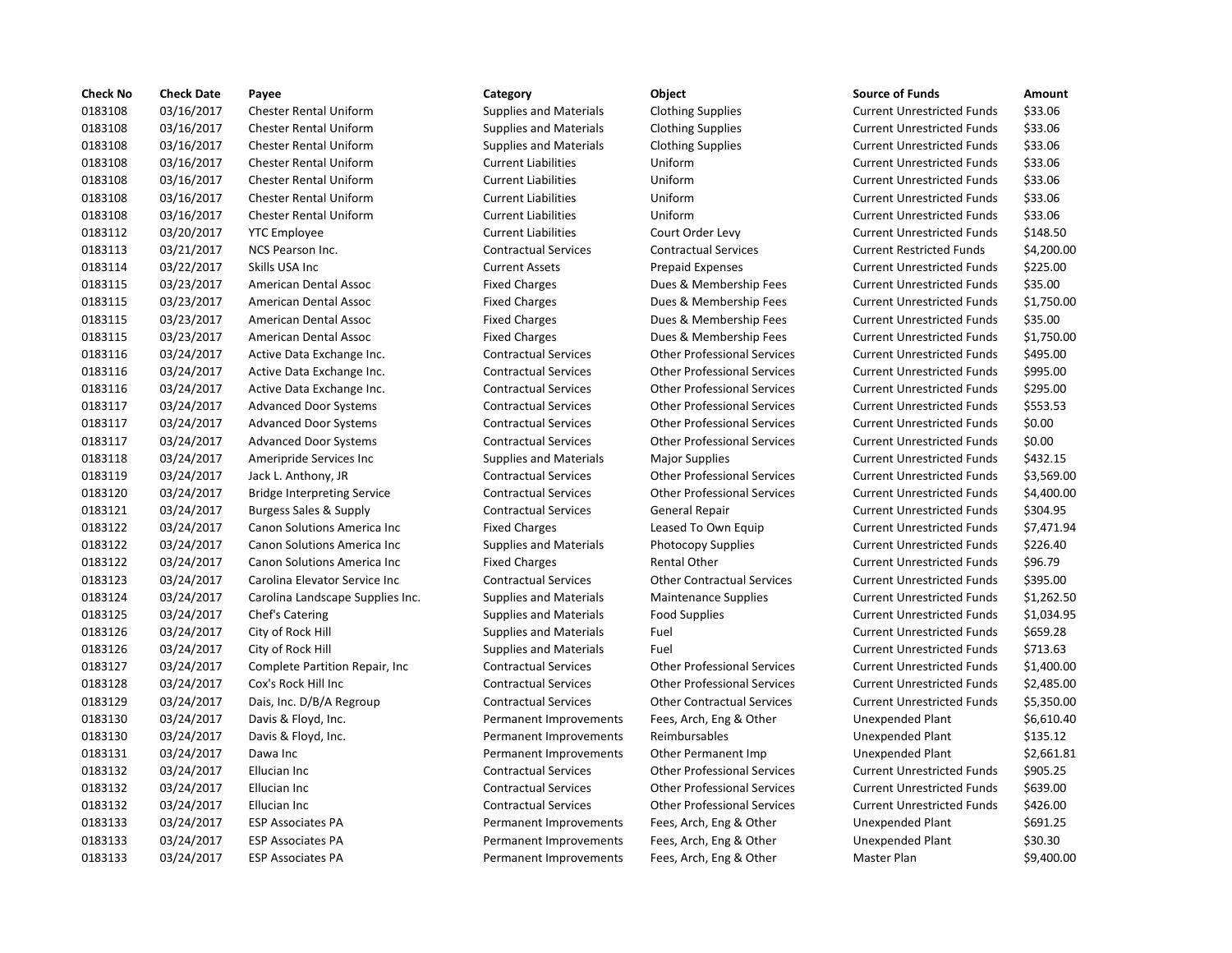| Check No | Check Date | Payee | Category | Object | Source of Funds | Amount |
|---|---|---|---|---|---|---|
| 0183108 | 03/16/2017 | Chester Rental Uniform | Supplies and Materials | Clothing Supplies | Current Unrestricted Funds | $33.06 |
| 0183108 | 03/16/2017 | Chester Rental Uniform | Supplies and Materials | Clothing Supplies | Current Unrestricted Funds | $33.06 |
| 0183108 | 03/16/2017 | Chester Rental Uniform | Supplies and Materials | Clothing Supplies | Current Unrestricted Funds | $33.06 |
| 0183108 | 03/16/2017 | Chester Rental Uniform | Current Liabilities | Uniform | Current Unrestricted Funds | $33.06 |
| 0183108 | 03/16/2017 | Chester Rental Uniform | Current Liabilities | Uniform | Current Unrestricted Funds | $33.06 |
| 0183108 | 03/16/2017 | Chester Rental Uniform | Current Liabilities | Uniform | Current Unrestricted Funds | $33.06 |
| 0183108 | 03/16/2017 | Chester Rental Uniform | Current Liabilities | Uniform | Current Unrestricted Funds | $33.06 |
| 0183112 | 03/20/2017 | YTC Employee | Current Liabilities | Court Order Levy | Current Unrestricted Funds | $148.50 |
| 0183113 | 03/21/2017 | NCS Pearson Inc. | Contractual Services | Contractual Services | Current Restricted Funds | $4,200.00 |
| 0183114 | 03/22/2017 | Skills USA Inc | Current Assets | Prepaid Expenses | Current Unrestricted Funds | $225.00 |
| 0183115 | 03/23/2017 | American Dental Assoc | Fixed Charges | Dues & Membership Fees | Current Unrestricted Funds | $35.00 |
| 0183115 | 03/23/2017 | American Dental Assoc | Fixed Charges | Dues & Membership Fees | Current Unrestricted Funds | $1,750.00 |
| 0183115 | 03/23/2017 | American Dental Assoc | Fixed Charges | Dues & Membership Fees | Current Unrestricted Funds | $35.00 |
| 0183115 | 03/23/2017 | American Dental Assoc | Fixed Charges | Dues & Membership Fees | Current Unrestricted Funds | $1,750.00 |
| 0183116 | 03/24/2017 | Active Data Exchange Inc. | Contractual Services | Other Professional Services | Current Unrestricted Funds | $495.00 |
| 0183116 | 03/24/2017 | Active Data Exchange Inc. | Contractual Services | Other Professional Services | Current Unrestricted Funds | $995.00 |
| 0183116 | 03/24/2017 | Active Data Exchange Inc. | Contractual Services | Other Professional Services | Current Unrestricted Funds | $295.00 |
| 0183117 | 03/24/2017 | Advanced Door Systems | Contractual Services | Other Professional Services | Current Unrestricted Funds | $553.53 |
| 0183117 | 03/24/2017 | Advanced Door Systems | Contractual Services | Other Professional Services | Current Unrestricted Funds | $0.00 |
| 0183117 | 03/24/2017 | Advanced Door Systems | Contractual Services | Other Professional Services | Current Unrestricted Funds | $0.00 |
| 0183118 | 03/24/2017 | Ameripride Services Inc | Supplies and Materials | Major Supplies | Current Unrestricted Funds | $432.15 |
| 0183119 | 03/24/2017 | Jack L. Anthony, JR | Contractual Services | Other Professional Services | Current Unrestricted Funds | $3,569.00 |
| 0183120 | 03/24/2017 | Bridge Interpreting Service | Contractual Services | Other Professional Services | Current Unrestricted Funds | $4,400.00 |
| 0183121 | 03/24/2017 | Burgess Sales & Supply | Contractual Services | General Repair | Current Unrestricted Funds | $304.95 |
| 0183122 | 03/24/2017 | Canon Solutions America Inc | Fixed Charges | Leased To Own Equip | Current Unrestricted Funds | $7,471.94 |
| 0183122 | 03/24/2017 | Canon Solutions America Inc | Supplies and Materials | Photocopy Supplies | Current Unrestricted Funds | $226.40 |
| 0183122 | 03/24/2017 | Canon Solutions America Inc | Fixed Charges | Rental Other | Current Unrestricted Funds | $96.79 |
| 0183123 | 03/24/2017 | Carolina Elevator Service Inc | Contractual Services | Other Contractual Services | Current Unrestricted Funds | $395.00 |
| 0183124 | 03/24/2017 | Carolina Landscape Supplies Inc. | Supplies and Materials | Maintenance Supplies | Current Unrestricted Funds | $1,262.50 |
| 0183125 | 03/24/2017 | Chef's Catering | Supplies and Materials | Food Supplies | Current Unrestricted Funds | $1,034.95 |
| 0183126 | 03/24/2017 | City of Rock Hill | Supplies and Materials | Fuel | Current Unrestricted Funds | $659.28 |
| 0183126 | 03/24/2017 | City of Rock Hill | Supplies and Materials | Fuel | Current Unrestricted Funds | $713.63 |
| 0183127 | 03/24/2017 | Complete Partition Repair, Inc | Contractual Services | Other Professional Services | Current Unrestricted Funds | $1,400.00 |
| 0183128 | 03/24/2017 | Cox's Rock Hill Inc | Contractual Services | Other Professional Services | Current Unrestricted Funds | $2,485.00 |
| 0183129 | 03/24/2017 | Dais, Inc. D/B/A Regroup | Contractual Services | Other Contractual Services | Current Unrestricted Funds | $5,350.00 |
| 0183130 | 03/24/2017 | Davis & Floyd, Inc. | Permanent Improvements | Fees, Arch, Eng & Other | Unexpended Plant | $6,610.40 |
| 0183130 | 03/24/2017 | Davis & Floyd, Inc. | Permanent Improvements | Reimbursables | Unexpended Plant | $135.12 |
| 0183131 | 03/24/2017 | Dawa Inc | Permanent Improvements | Other Permanent Imp | Unexpended Plant | $2,661.81 |
| 0183132 | 03/24/2017 | Ellucian Inc | Contractual Services | Other Professional Services | Current Unrestricted Funds | $905.25 |
| 0183132 | 03/24/2017 | Ellucian Inc | Contractual Services | Other Professional Services | Current Unrestricted Funds | $639.00 |
| 0183132 | 03/24/2017 | Ellucian Inc | Contractual Services | Other Professional Services | Current Unrestricted Funds | $426.00 |
| 0183133 | 03/24/2017 | ESP Associates PA | Permanent Improvements | Fees, Arch, Eng & Other | Unexpended Plant | $691.25 |
| 0183133 | 03/24/2017 | ESP Associates PA | Permanent Improvements | Fees, Arch, Eng & Other | Unexpended Plant | $30.30 |
| 0183133 | 03/24/2017 | ESP Associates PA | Permanent Improvements | Fees, Arch, Eng & Other | Master Plan | $9,400.00 |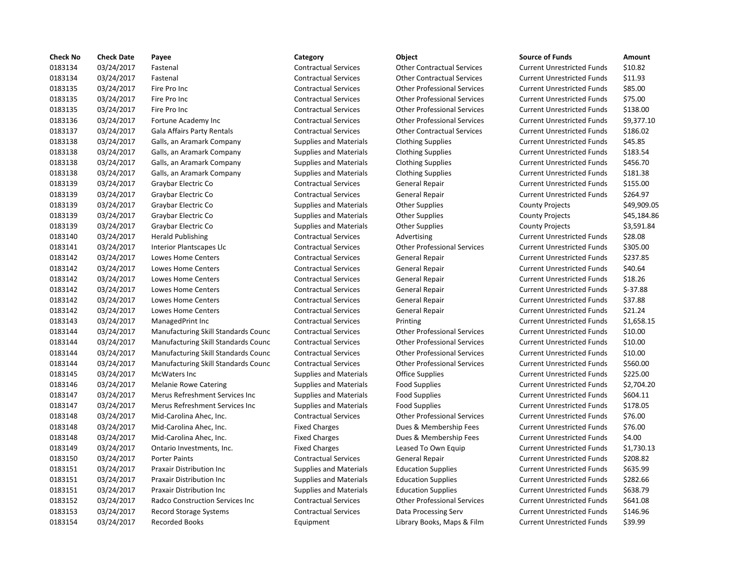| Check No | Check Date | Payee | Category | Object | Source of Funds | Amount |
|---|---|---|---|---|---|---|
| 0183134 | 03/24/2017 | Fastenal | Contractual Services | Other Contractual Services | Current Unrestricted Funds | $10.82 |
| 0183134 | 03/24/2017 | Fastenal | Contractual Services | Other Contractual Services | Current Unrestricted Funds | $11.93 |
| 0183135 | 03/24/2017 | Fire Pro Inc | Contractual Services | Other Professional Services | Current Unrestricted Funds | $85.00 |
| 0183135 | 03/24/2017 | Fire Pro Inc | Contractual Services | Other Professional Services | Current Unrestricted Funds | $75.00 |
| 0183135 | 03/24/2017 | Fire Pro Inc | Contractual Services | Other Professional Services | Current Unrestricted Funds | $138.00 |
| 0183136 | 03/24/2017 | Fortune Academy Inc | Contractual Services | Other Professional Services | Current Unrestricted Funds | $9,377.10 |
| 0183137 | 03/24/2017 | Gala Affairs Party Rentals | Contractual Services | Other Contractual Services | Current Unrestricted Funds | $186.02 |
| 0183138 | 03/24/2017 | Galls, an Aramark Company | Supplies and Materials | Clothing Supplies | Current Unrestricted Funds | $45.85 |
| 0183138 | 03/24/2017 | Galls, an Aramark Company | Supplies and Materials | Clothing Supplies | Current Unrestricted Funds | $183.54 |
| 0183138 | 03/24/2017 | Galls, an Aramark Company | Supplies and Materials | Clothing Supplies | Current Unrestricted Funds | $456.70 |
| 0183138 | 03/24/2017 | Galls, an Aramark Company | Supplies and Materials | Clothing Supplies | Current Unrestricted Funds | $181.38 |
| 0183139 | 03/24/2017 | Graybar Electric Co | Contractual Services | General Repair | Current Unrestricted Funds | $155.00 |
| 0183139 | 03/24/2017 | Graybar Electric Co | Contractual Services | General Repair | Current Unrestricted Funds | $264.97 |
| 0183139 | 03/24/2017 | Graybar Electric Co | Supplies and Materials | Other Supplies | County Projects | $49,909.05 |
| 0183139 | 03/24/2017 | Graybar Electric Co | Supplies and Materials | Other Supplies | County Projects | $45,184.86 |
| 0183139 | 03/24/2017 | Graybar Electric Co | Supplies and Materials | Other Supplies | County Projects | $3,591.84 |
| 0183140 | 03/24/2017 | Herald Publishing | Contractual Services | Advertising | Current Unrestricted Funds | $28.08 |
| 0183141 | 03/24/2017 | Interior Plantscapes Llc | Contractual Services | Other Professional Services | Current Unrestricted Funds | $305.00 |
| 0183142 | 03/24/2017 | Lowes Home Centers | Contractual Services | General Repair | Current Unrestricted Funds | $237.85 |
| 0183142 | 03/24/2017 | Lowes Home Centers | Contractual Services | General Repair | Current Unrestricted Funds | $40.64 |
| 0183142 | 03/24/2017 | Lowes Home Centers | Contractual Services | General Repair | Current Unrestricted Funds | $18.26 |
| 0183142 | 03/24/2017 | Lowes Home Centers | Contractual Services | General Repair | Current Unrestricted Funds | $-37.88 |
| 0183142 | 03/24/2017 | Lowes Home Centers | Contractual Services | General Repair | Current Unrestricted Funds | $37.88 |
| 0183142 | 03/24/2017 | Lowes Home Centers | Contractual Services | General Repair | Current Unrestricted Funds | $21.24 |
| 0183143 | 03/24/2017 | ManagedPrint Inc | Contractual Services | Printing | Current Unrestricted Funds | $1,658.15 |
| 0183144 | 03/24/2017 | Manufacturing Skill Standards Counc | Contractual Services | Other Professional Services | Current Unrestricted Funds | $10.00 |
| 0183144 | 03/24/2017 | Manufacturing Skill Standards Counc | Contractual Services | Other Professional Services | Current Unrestricted Funds | $10.00 |
| 0183144 | 03/24/2017 | Manufacturing Skill Standards Counc | Contractual Services | Other Professional Services | Current Unrestricted Funds | $10.00 |
| 0183144 | 03/24/2017 | Manufacturing Skill Standards Counc | Contractual Services | Other Professional Services | Current Unrestricted Funds | $560.00 |
| 0183145 | 03/24/2017 | McWaters Inc | Supplies and Materials | Office Supplies | Current Unrestricted Funds | $225.00 |
| 0183146 | 03/24/2017 | Melanie Rowe Catering | Supplies and Materials | Food Supplies | Current Unrestricted Funds | $2,704.20 |
| 0183147 | 03/24/2017 | Merus Refreshment Services Inc | Supplies and Materials | Food Supplies | Current Unrestricted Funds | $604.11 |
| 0183147 | 03/24/2017 | Merus Refreshment Services Inc | Supplies and Materials | Food Supplies | Current Unrestricted Funds | $178.05 |
| 0183148 | 03/24/2017 | Mid-Carolina Ahec, Inc. | Contractual Services | Other Professional Services | Current Unrestricted Funds | $76.00 |
| 0183148 | 03/24/2017 | Mid-Carolina Ahec, Inc. | Fixed Charges | Dues & Membership Fees | Current Unrestricted Funds | $76.00 |
| 0183148 | 03/24/2017 | Mid-Carolina Ahec, Inc. | Fixed Charges | Dues & Membership Fees | Current Unrestricted Funds | $4.00 |
| 0183149 | 03/24/2017 | Ontario Investments, Inc. | Fixed Charges | Leased To Own Equip | Current Unrestricted Funds | $1,730.13 |
| 0183150 | 03/24/2017 | Porter Paints | Contractual Services | General Repair | Current Unrestricted Funds | $208.82 |
| 0183151 | 03/24/2017 | Praxair Distribution Inc | Supplies and Materials | Education Supplies | Current Unrestricted Funds | $635.99 |
| 0183151 | 03/24/2017 | Praxair Distribution Inc | Supplies and Materials | Education Supplies | Current Unrestricted Funds | $282.66 |
| 0183151 | 03/24/2017 | Praxair Distribution Inc | Supplies and Materials | Education Supplies | Current Unrestricted Funds | $638.79 |
| 0183152 | 03/24/2017 | Radco Construction Services Inc | Contractual Services | Other Professional Services | Current Unrestricted Funds | $641.08 |
| 0183153 | 03/24/2017 | Record Storage Systems | Contractual Services | Data Processing Serv | Current Unrestricted Funds | $146.96 |
| 0183154 | 03/24/2017 | Recorded Books | Equipment | Library Books, Maps & Film | Current Unrestricted Funds | $39.99 |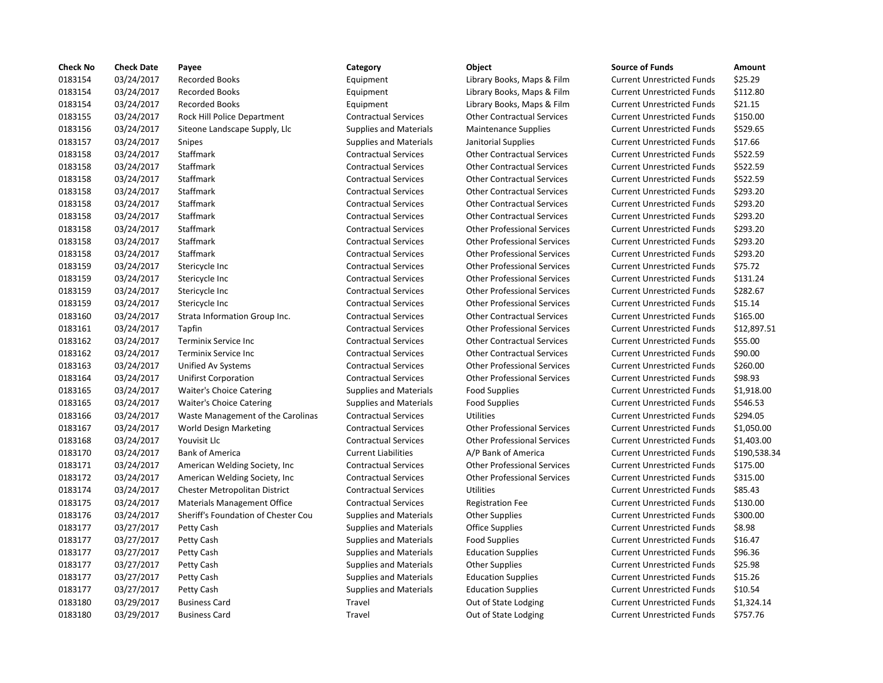| Check No | Check Date | Payee | Category | Object | Source of Funds | Amount |
|---|---|---|---|---|---|---|
| 0183154 | 03/24/2017 | Recorded Books | Equipment | Library Books, Maps & Film | Current Unrestricted Funds | $25.29 |
| 0183154 | 03/24/2017 | Recorded Books | Equipment | Library Books, Maps & Film | Current Unrestricted Funds | $112.80 |
| 0183154 | 03/24/2017 | Recorded Books | Equipment | Library Books, Maps & Film | Current Unrestricted Funds | $21.15 |
| 0183155 | 03/24/2017 | Rock Hill Police Department | Contractual Services | Other Contractual Services | Current Unrestricted Funds | $150.00 |
| 0183156 | 03/24/2017 | Siteone Landscape Supply, Llc | Supplies and Materials | Maintenance Supplies | Current Unrestricted Funds | $529.65 |
| 0183157 | 03/24/2017 | Snipes | Supplies and Materials | Janitorial Supplies | Current Unrestricted Funds | $17.66 |
| 0183158 | 03/24/2017 | Staffmark | Contractual Services | Other Contractual Services | Current Unrestricted Funds | $522.59 |
| 0183158 | 03/24/2017 | Staffmark | Contractual Services | Other Contractual Services | Current Unrestricted Funds | $522.59 |
| 0183158 | 03/24/2017 | Staffmark | Contractual Services | Other Contractual Services | Current Unrestricted Funds | $522.59 |
| 0183158 | 03/24/2017 | Staffmark | Contractual Services | Other Contractual Services | Current Unrestricted Funds | $293.20 |
| 0183158 | 03/24/2017 | Staffmark | Contractual Services | Other Contractual Services | Current Unrestricted Funds | $293.20 |
| 0183158 | 03/24/2017 | Staffmark | Contractual Services | Other Contractual Services | Current Unrestricted Funds | $293.20 |
| 0183158 | 03/24/2017 | Staffmark | Contractual Services | Other Professional Services | Current Unrestricted Funds | $293.20 |
| 0183158 | 03/24/2017 | Staffmark | Contractual Services | Other Professional Services | Current Unrestricted Funds | $293.20 |
| 0183158 | 03/24/2017 | Staffmark | Contractual Services | Other Professional Services | Current Unrestricted Funds | $293.20 |
| 0183159 | 03/24/2017 | Stericycle Inc | Contractual Services | Other Professional Services | Current Unrestricted Funds | $75.72 |
| 0183159 | 03/24/2017 | Stericycle Inc | Contractual Services | Other Professional Services | Current Unrestricted Funds | $131.24 |
| 0183159 | 03/24/2017 | Stericycle Inc | Contractual Services | Other Professional Services | Current Unrestricted Funds | $282.67 |
| 0183159 | 03/24/2017 | Stericycle Inc | Contractual Services | Other Professional Services | Current Unrestricted Funds | $15.14 |
| 0183160 | 03/24/2017 | Strata Information Group Inc. | Contractual Services | Other Contractual Services | Current Unrestricted Funds | $165.00 |
| 0183161 | 03/24/2017 | Tapfin | Contractual Services | Other Professional Services | Current Unrestricted Funds | $12,897.51 |
| 0183162 | 03/24/2017 | Terminix Service Inc | Contractual Services | Other Contractual Services | Current Unrestricted Funds | $55.00 |
| 0183162 | 03/24/2017 | Terminix Service Inc | Contractual Services | Other Contractual Services | Current Unrestricted Funds | $90.00 |
| 0183163 | 03/24/2017 | Unified Av Systems | Contractual Services | Other Professional Services | Current Unrestricted Funds | $260.00 |
| 0183164 | 03/24/2017 | Unifirst Corporation | Contractual Services | Other Professional Services | Current Unrestricted Funds | $98.93 |
| 0183165 | 03/24/2017 | Waiter's Choice Catering | Supplies and Materials | Food Supplies | Current Unrestricted Funds | $1,918.00 |
| 0183165 | 03/24/2017 | Waiter's Choice Catering | Supplies and Materials | Food Supplies | Current Unrestricted Funds | $546.53 |
| 0183166 | 03/24/2017 | Waste Management of the Carolinas | Contractual Services | Utilities | Current Unrestricted Funds | $294.05 |
| 0183167 | 03/24/2017 | World Design Marketing | Contractual Services | Other Professional Services | Current Unrestricted Funds | $1,050.00 |
| 0183168 | 03/24/2017 | Youvisit Llc | Contractual Services | Other Professional Services | Current Unrestricted Funds | $1,403.00 |
| 0183170 | 03/24/2017 | Bank of America | Current Liabilities | A/P Bank of America | Current Unrestricted Funds | $190,538.34 |
| 0183171 | 03/24/2017 | American Welding Society, Inc | Contractual Services | Other Professional Services | Current Unrestricted Funds | $175.00 |
| 0183172 | 03/24/2017 | American Welding Society, Inc | Contractual Services | Other Professional Services | Current Unrestricted Funds | $315.00 |
| 0183174 | 03/24/2017 | Chester Metropolitan District | Contractual Services | Utilities | Current Unrestricted Funds | $85.43 |
| 0183175 | 03/24/2017 | Materials Management Office | Contractual Services | Registration Fee | Current Unrestricted Funds | $130.00 |
| 0183176 | 03/24/2017 | Sheriff's Foundation of Chester Cou | Supplies and Materials | Other Supplies | Current Unrestricted Funds | $300.00 |
| 0183177 | 03/27/2017 | Petty Cash | Supplies and Materials | Office Supplies | Current Unrestricted Funds | $8.98 |
| 0183177 | 03/27/2017 | Petty Cash | Supplies and Materials | Food Supplies | Current Unrestricted Funds | $16.47 |
| 0183177 | 03/27/2017 | Petty Cash | Supplies and Materials | Education Supplies | Current Unrestricted Funds | $96.36 |
| 0183177 | 03/27/2017 | Petty Cash | Supplies and Materials | Other Supplies | Current Unrestricted Funds | $25.98 |
| 0183177 | 03/27/2017 | Petty Cash | Supplies and Materials | Education Supplies | Current Unrestricted Funds | $15.26 |
| 0183177 | 03/27/2017 | Petty Cash | Supplies and Materials | Education Supplies | Current Unrestricted Funds | $10.54 |
| 0183180 | 03/29/2017 | Business Card | Travel | Out of State Lodging | Current Unrestricted Funds | $1,324.14 |
| 0183180 | 03/29/2017 | Business Card | Travel | Out of State Lodging | Current Unrestricted Funds | $757.76 |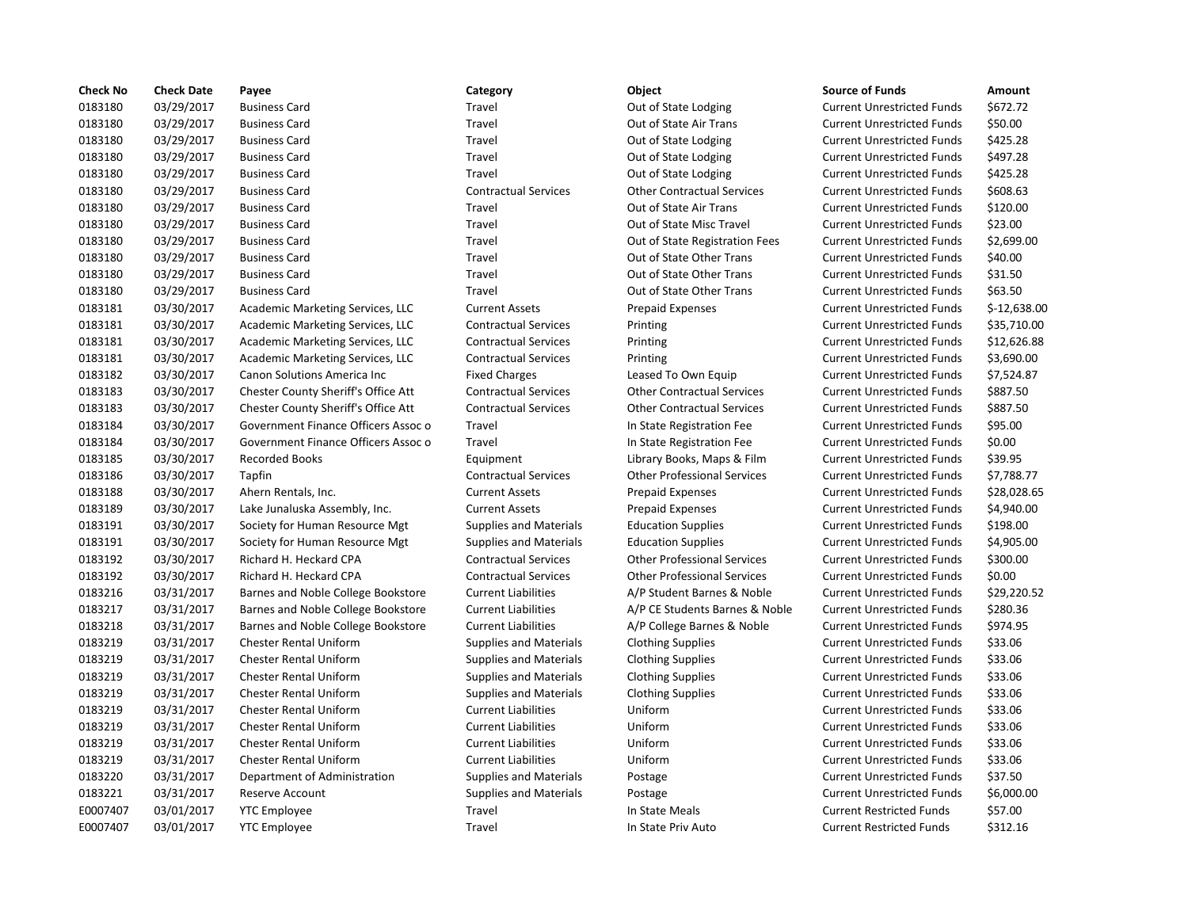| Check No | Check Date | Payee | Category | Object | Source of Funds | Amount |
| --- | --- | --- | --- | --- | --- | --- |
| 0183180 | 03/29/2017 | Business Card | Travel | Out of State Lodging | Current Unrestricted Funds | $672.72 |
| 0183180 | 03/29/2017 | Business Card | Travel | Out of State Air Trans | Current Unrestricted Funds | $50.00 |
| 0183180 | 03/29/2017 | Business Card | Travel | Out of State Lodging | Current Unrestricted Funds | $425.28 |
| 0183180 | 03/29/2017 | Business Card | Travel | Out of State Lodging | Current Unrestricted Funds | $497.28 |
| 0183180 | 03/29/2017 | Business Card | Travel | Out of State Lodging | Current Unrestricted Funds | $425.28 |
| 0183180 | 03/29/2017 | Business Card | Contractual Services | Other Contractual Services | Current Unrestricted Funds | $608.63 |
| 0183180 | 03/29/2017 | Business Card | Travel | Out of State Air Trans | Current Unrestricted Funds | $120.00 |
| 0183180 | 03/29/2017 | Business Card | Travel | Out of State Misc Travel | Current Unrestricted Funds | $23.00 |
| 0183180 | 03/29/2017 | Business Card | Travel | Out of State Registration Fees | Current Unrestricted Funds | $2,699.00 |
| 0183180 | 03/29/2017 | Business Card | Travel | Out of State Other Trans | Current Unrestricted Funds | $40.00 |
| 0183180 | 03/29/2017 | Business Card | Travel | Out of State Other Trans | Current Unrestricted Funds | $31.50 |
| 0183180 | 03/29/2017 | Business Card | Travel | Out of State Other Trans | Current Unrestricted Funds | $63.50 |
| 0183181 | 03/30/2017 | Academic Marketing Services, LLC | Current Assets | Prepaid Expenses | Current Unrestricted Funds | $-12,638.00 |
| 0183181 | 03/30/2017 | Academic Marketing Services, LLC | Contractual Services | Printing | Current Unrestricted Funds | $35,710.00 |
| 0183181 | 03/30/2017 | Academic Marketing Services, LLC | Contractual Services | Printing | Current Unrestricted Funds | $12,626.88 |
| 0183181 | 03/30/2017 | Academic Marketing Services, LLC | Contractual Services | Printing | Current Unrestricted Funds | $3,690.00 |
| 0183182 | 03/30/2017 | Canon Solutions America Inc | Fixed Charges | Leased To Own Equip | Current Unrestricted Funds | $7,524.87 |
| 0183183 | 03/30/2017 | Chester County Sheriff's Office Att | Contractual Services | Other Contractual Services | Current Unrestricted Funds | $887.50 |
| 0183183 | 03/30/2017 | Chester County Sheriff's Office Att | Contractual Services | Other Contractual Services | Current Unrestricted Funds | $887.50 |
| 0183184 | 03/30/2017 | Government Finance Officers Assoc o | Travel | In State Registration Fee | Current Unrestricted Funds | $95.00 |
| 0183184 | 03/30/2017 | Government Finance Officers Assoc o | Travel | In State Registration Fee | Current Unrestricted Funds | $0.00 |
| 0183185 | 03/30/2017 | Recorded Books | Equipment | Library Books, Maps & Film | Current Unrestricted Funds | $39.95 |
| 0183186 | 03/30/2017 | Tapfin | Contractual Services | Other Professional Services | Current Unrestricted Funds | $7,788.77 |
| 0183188 | 03/30/2017 | Ahern Rentals, Inc. | Current Assets | Prepaid Expenses | Current Unrestricted Funds | $28,028.65 |
| 0183189 | 03/30/2017 | Lake Junaluska Assembly, Inc. | Current Assets | Prepaid Expenses | Current Unrestricted Funds | $4,940.00 |
| 0183191 | 03/30/2017 | Society for Human Resource Mgt | Supplies and Materials | Education Supplies | Current Unrestricted Funds | $198.00 |
| 0183191 | 03/30/2017 | Society for Human Resource Mgt | Supplies and Materials | Education Supplies | Current Unrestricted Funds | $4,905.00 |
| 0183192 | 03/30/2017 | Richard H. Heckard CPA | Contractual Services | Other Professional Services | Current Unrestricted Funds | $300.00 |
| 0183192 | 03/30/2017 | Richard H. Heckard CPA | Contractual Services | Other Professional Services | Current Unrestricted Funds | $0.00 |
| 0183216 | 03/31/2017 | Barnes and Noble College Bookstore | Current Liabilities | A/P Student Barnes & Noble | Current Unrestricted Funds | $29,220.52 |
| 0183217 | 03/31/2017 | Barnes and Noble College Bookstore | Current Liabilities | A/P CE Students Barnes & Noble | Current Unrestricted Funds | $280.36 |
| 0183218 | 03/31/2017 | Barnes and Noble College Bookstore | Current Liabilities | A/P College Barnes & Noble | Current Unrestricted Funds | $974.95 |
| 0183219 | 03/31/2017 | Chester Rental Uniform | Supplies and Materials | Clothing Supplies | Current Unrestricted Funds | $33.06 |
| 0183219 | 03/31/2017 | Chester Rental Uniform | Supplies and Materials | Clothing Supplies | Current Unrestricted Funds | $33.06 |
| 0183219 | 03/31/2017 | Chester Rental Uniform | Supplies and Materials | Clothing Supplies | Current Unrestricted Funds | $33.06 |
| 0183219 | 03/31/2017 | Chester Rental Uniform | Supplies and Materials | Clothing Supplies | Current Unrestricted Funds | $33.06 |
| 0183219 | 03/31/2017 | Chester Rental Uniform | Current Liabilities | Uniform | Current Unrestricted Funds | $33.06 |
| 0183219 | 03/31/2017 | Chester Rental Uniform | Current Liabilities | Uniform | Current Unrestricted Funds | $33.06 |
| 0183219 | 03/31/2017 | Chester Rental Uniform | Current Liabilities | Uniform | Current Unrestricted Funds | $33.06 |
| 0183219 | 03/31/2017 | Chester Rental Uniform | Current Liabilities | Uniform | Current Unrestricted Funds | $33.06 |
| 0183220 | 03/31/2017 | Department of Administration | Supplies and Materials | Postage | Current Unrestricted Funds | $37.50 |
| 0183221 | 03/31/2017 | Reserve Account | Supplies and Materials | Postage | Current Unrestricted Funds | $6,000.00 |
| E0007407 | 03/01/2017 | YTC Employee | Travel | In State Meals | Current Restricted Funds | $57.00 |
| E0007407 | 03/01/2017 | YTC Employee | Travel | In State Priv Auto | Current Restricted Funds | $312.16 |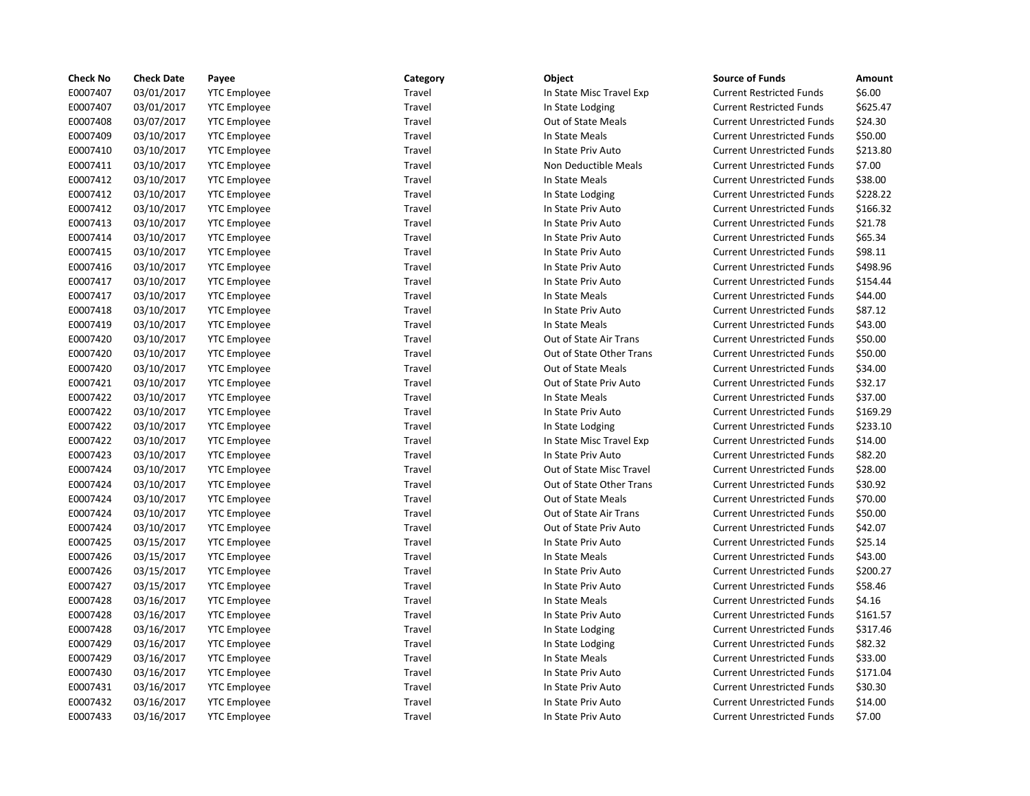| Check No | Check Date | Payee | Category | Object | Source of Funds | Amount |
|---|---|---|---|---|---|---|
| E0007407 | 03/01/2017 | YTC Employee | Travel | In State Misc Travel Exp | Current Restricted Funds | $6.00 |
| E0007407 | 03/01/2017 | YTC Employee | Travel | In State Lodging | Current Restricted Funds | $625.47 |
| E0007408 | 03/07/2017 | YTC Employee | Travel | Out of State Meals | Current Unrestricted Funds | $24.30 |
| E0007409 | 03/10/2017 | YTC Employee | Travel | In State Meals | Current Unrestricted Funds | $50.00 |
| E0007410 | 03/10/2017 | YTC Employee | Travel | In State Priv Auto | Current Unrestricted Funds | $213.80 |
| E0007411 | 03/10/2017 | YTC Employee | Travel | Non Deductible Meals | Current Unrestricted Funds | $7.00 |
| E0007412 | 03/10/2017 | YTC Employee | Travel | In State Meals | Current Unrestricted Funds | $38.00 |
| E0007412 | 03/10/2017 | YTC Employee | Travel | In State Lodging | Current Unrestricted Funds | $228.22 |
| E0007412 | 03/10/2017 | YTC Employee | Travel | In State Priv Auto | Current Unrestricted Funds | $166.32 |
| E0007413 | 03/10/2017 | YTC Employee | Travel | In State Priv Auto | Current Unrestricted Funds | $21.78 |
| E0007414 | 03/10/2017 | YTC Employee | Travel | In State Priv Auto | Current Unrestricted Funds | $65.34 |
| E0007415 | 03/10/2017 | YTC Employee | Travel | In State Priv Auto | Current Unrestricted Funds | $98.11 |
| E0007416 | 03/10/2017 | YTC Employee | Travel | In State Priv Auto | Current Unrestricted Funds | $498.96 |
| E0007417 | 03/10/2017 | YTC Employee | Travel | In State Priv Auto | Current Unrestricted Funds | $154.44 |
| E0007417 | 03/10/2017 | YTC Employee | Travel | In State Meals | Current Unrestricted Funds | $44.00 |
| E0007418 | 03/10/2017 | YTC Employee | Travel | In State Priv Auto | Current Unrestricted Funds | $87.12 |
| E0007419 | 03/10/2017 | YTC Employee | Travel | In State Meals | Current Unrestricted Funds | $43.00 |
| E0007420 | 03/10/2017 | YTC Employee | Travel | Out of State Air Trans | Current Unrestricted Funds | $50.00 |
| E0007420 | 03/10/2017 | YTC Employee | Travel | Out of State Other Trans | Current Unrestricted Funds | $50.00 |
| E0007420 | 03/10/2017 | YTC Employee | Travel | Out of State Meals | Current Unrestricted Funds | $34.00 |
| E0007421 | 03/10/2017 | YTC Employee | Travel | Out of State Priv Auto | Current Unrestricted Funds | $32.17 |
| E0007422 | 03/10/2017 | YTC Employee | Travel | In State Meals | Current Unrestricted Funds | $37.00 |
| E0007422 | 03/10/2017 | YTC Employee | Travel | In State Priv Auto | Current Unrestricted Funds | $169.29 |
| E0007422 | 03/10/2017 | YTC Employee | Travel | In State Lodging | Current Unrestricted Funds | $233.10 |
| E0007422 | 03/10/2017 | YTC Employee | Travel | In State Misc Travel Exp | Current Unrestricted Funds | $14.00 |
| E0007423 | 03/10/2017 | YTC Employee | Travel | In State Priv Auto | Current Unrestricted Funds | $82.20 |
| E0007424 | 03/10/2017 | YTC Employee | Travel | Out of State Misc Travel | Current Unrestricted Funds | $28.00 |
| E0007424 | 03/10/2017 | YTC Employee | Travel | Out of State Other Trans | Current Unrestricted Funds | $30.92 |
| E0007424 | 03/10/2017 | YTC Employee | Travel | Out of State Meals | Current Unrestricted Funds | $70.00 |
| E0007424 | 03/10/2017 | YTC Employee | Travel | Out of State Air Trans | Current Unrestricted Funds | $50.00 |
| E0007424 | 03/10/2017 | YTC Employee | Travel | Out of State Priv Auto | Current Unrestricted Funds | $42.07 |
| E0007425 | 03/15/2017 | YTC Employee | Travel | In State Priv Auto | Current Unrestricted Funds | $25.14 |
| E0007426 | 03/15/2017 | YTC Employee | Travel | In State Meals | Current Unrestricted Funds | $43.00 |
| E0007426 | 03/15/2017 | YTC Employee | Travel | In State Priv Auto | Current Unrestricted Funds | $200.27 |
| E0007427 | 03/15/2017 | YTC Employee | Travel | In State Priv Auto | Current Unrestricted Funds | $58.46 |
| E0007428 | 03/16/2017 | YTC Employee | Travel | In State Meals | Current Unrestricted Funds | $4.16 |
| E0007428 | 03/16/2017 | YTC Employee | Travel | In State Priv Auto | Current Unrestricted Funds | $161.57 |
| E0007428 | 03/16/2017 | YTC Employee | Travel | In State Lodging | Current Unrestricted Funds | $317.46 |
| E0007429 | 03/16/2017 | YTC Employee | Travel | In State Lodging | Current Unrestricted Funds | $82.32 |
| E0007429 | 03/16/2017 | YTC Employee | Travel | In State Meals | Current Unrestricted Funds | $33.00 |
| E0007430 | 03/16/2017 | YTC Employee | Travel | In State Priv Auto | Current Unrestricted Funds | $171.04 |
| E0007431 | 03/16/2017 | YTC Employee | Travel | In State Priv Auto | Current Unrestricted Funds | $30.30 |
| E0007432 | 03/16/2017 | YTC Employee | Travel | In State Priv Auto | Current Unrestricted Funds | $14.00 |
| E0007433 | 03/16/2017 | YTC Employee | Travel | In State Priv Auto | Current Unrestricted Funds | $7.00 |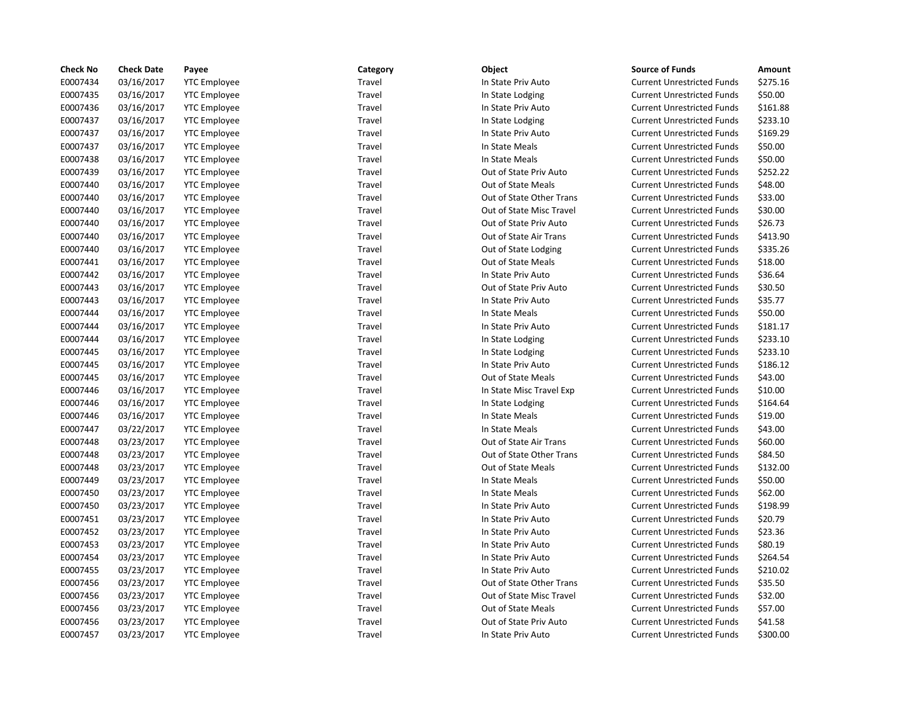| Check No | Check Date | Payee | Category | Object | Source of Funds | Amount |
|---|---|---|---|---|---|---|
| E0007434 | 03/16/2017 | YTC Employee | Travel | In State Priv Auto | Current Unrestricted Funds | $275.16 |
| E0007435 | 03/16/2017 | YTC Employee | Travel | In State Lodging | Current Unrestricted Funds | $50.00 |
| E0007436 | 03/16/2017 | YTC Employee | Travel | In State Priv Auto | Current Unrestricted Funds | $161.88 |
| E0007437 | 03/16/2017 | YTC Employee | Travel | In State Lodging | Current Unrestricted Funds | $233.10 |
| E0007437 | 03/16/2017 | YTC Employee | Travel | In State Priv Auto | Current Unrestricted Funds | $169.29 |
| E0007437 | 03/16/2017 | YTC Employee | Travel | In State Meals | Current Unrestricted Funds | $50.00 |
| E0007438 | 03/16/2017 | YTC Employee | Travel | In State Meals | Current Unrestricted Funds | $50.00 |
| E0007439 | 03/16/2017 | YTC Employee | Travel | Out of State Priv Auto | Current Unrestricted Funds | $252.22 |
| E0007440 | 03/16/2017 | YTC Employee | Travel | Out of State Meals | Current Unrestricted Funds | $48.00 |
| E0007440 | 03/16/2017 | YTC Employee | Travel | Out of State Other Trans | Current Unrestricted Funds | $33.00 |
| E0007440 | 03/16/2017 | YTC Employee | Travel | Out of State Misc Travel | Current Unrestricted Funds | $30.00 |
| E0007440 | 03/16/2017 | YTC Employee | Travel | Out of State Priv Auto | Current Unrestricted Funds | $26.73 |
| E0007440 | 03/16/2017 | YTC Employee | Travel | Out of State Air Trans | Current Unrestricted Funds | $413.90 |
| E0007440 | 03/16/2017 | YTC Employee | Travel | Out of State Lodging | Current Unrestricted Funds | $335.26 |
| E0007441 | 03/16/2017 | YTC Employee | Travel | Out of State Meals | Current Unrestricted Funds | $18.00 |
| E0007442 | 03/16/2017 | YTC Employee | Travel | In State Priv Auto | Current Unrestricted Funds | $36.64 |
| E0007443 | 03/16/2017 | YTC Employee | Travel | Out of State Priv Auto | Current Unrestricted Funds | $30.50 |
| E0007443 | 03/16/2017 | YTC Employee | Travel | In State Priv Auto | Current Unrestricted Funds | $35.77 |
| E0007444 | 03/16/2017 | YTC Employee | Travel | In State Meals | Current Unrestricted Funds | $50.00 |
| E0007444 | 03/16/2017 | YTC Employee | Travel | In State Priv Auto | Current Unrestricted Funds | $181.17 |
| E0007444 | 03/16/2017 | YTC Employee | Travel | In State Lodging | Current Unrestricted Funds | $233.10 |
| E0007445 | 03/16/2017 | YTC Employee | Travel | In State Lodging | Current Unrestricted Funds | $233.10 |
| E0007445 | 03/16/2017 | YTC Employee | Travel | In State Priv Auto | Current Unrestricted Funds | $186.12 |
| E0007445 | 03/16/2017 | YTC Employee | Travel | Out of State Meals | Current Unrestricted Funds | $43.00 |
| E0007446 | 03/16/2017 | YTC Employee | Travel | In State Misc Travel Exp | Current Unrestricted Funds | $10.00 |
| E0007446 | 03/16/2017 | YTC Employee | Travel | In State Lodging | Current Unrestricted Funds | $164.64 |
| E0007446 | 03/16/2017 | YTC Employee | Travel | In State Meals | Current Unrestricted Funds | $19.00 |
| E0007447 | 03/22/2017 | YTC Employee | Travel | In State Meals | Current Unrestricted Funds | $43.00 |
| E0007448 | 03/23/2017 | YTC Employee | Travel | Out of State Air Trans | Current Unrestricted Funds | $60.00 |
| E0007448 | 03/23/2017 | YTC Employee | Travel | Out of State Other Trans | Current Unrestricted Funds | $84.50 |
| E0007448 | 03/23/2017 | YTC Employee | Travel | Out of State Meals | Current Unrestricted Funds | $132.00 |
| E0007449 | 03/23/2017 | YTC Employee | Travel | In State Meals | Current Unrestricted Funds | $50.00 |
| E0007450 | 03/23/2017 | YTC Employee | Travel | In State Meals | Current Unrestricted Funds | $62.00 |
| E0007450 | 03/23/2017 | YTC Employee | Travel | In State Priv Auto | Current Unrestricted Funds | $198.99 |
| E0007451 | 03/23/2017 | YTC Employee | Travel | In State Priv Auto | Current Unrestricted Funds | $20.79 |
| E0007452 | 03/23/2017 | YTC Employee | Travel | In State Priv Auto | Current Unrestricted Funds | $23.36 |
| E0007453 | 03/23/2017 | YTC Employee | Travel | In State Priv Auto | Current Unrestricted Funds | $80.19 |
| E0007454 | 03/23/2017 | YTC Employee | Travel | In State Priv Auto | Current Unrestricted Funds | $264.54 |
| E0007455 | 03/23/2017 | YTC Employee | Travel | In State Priv Auto | Current Unrestricted Funds | $210.02 |
| E0007456 | 03/23/2017 | YTC Employee | Travel | Out of State Other Trans | Current Unrestricted Funds | $35.50 |
| E0007456 | 03/23/2017 | YTC Employee | Travel | Out of State Misc Travel | Current Unrestricted Funds | $32.00 |
| E0007456 | 03/23/2017 | YTC Employee | Travel | Out of State Meals | Current Unrestricted Funds | $57.00 |
| E0007456 | 03/23/2017 | YTC Employee | Travel | Out of State Priv Auto | Current Unrestricted Funds | $41.58 |
| E0007457 | 03/23/2017 | YTC Employee | Travel | In State Priv Auto | Current Unrestricted Funds | $300.00 |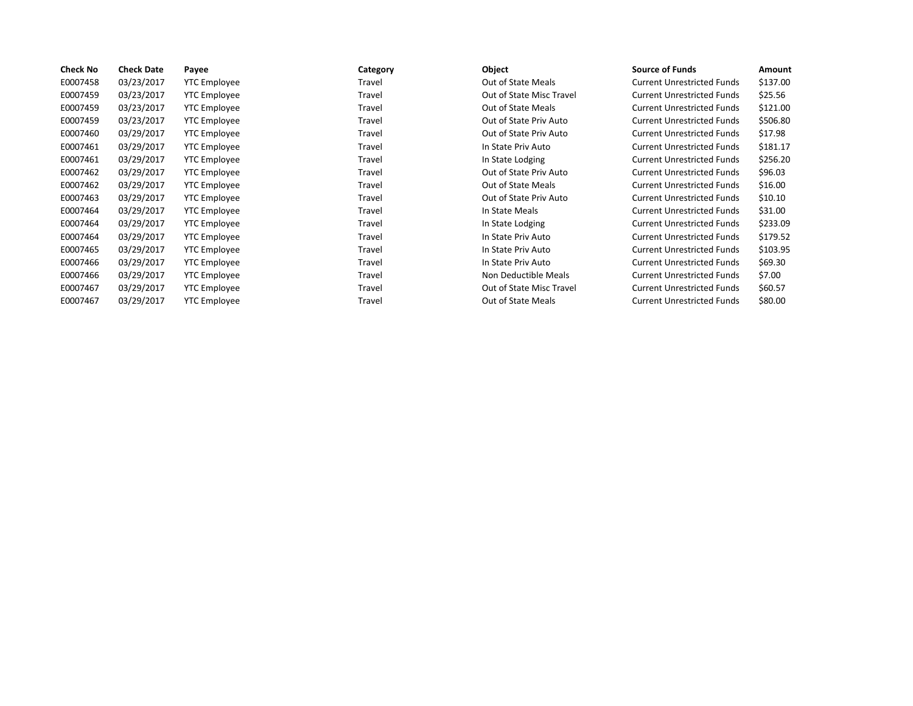| Check No | Check Date | Payee | Category | Object | Source of Funds | Amount |
|---|---|---|---|---|---|---|
| E0007458 | 03/23/2017 | YTC Employee | Travel | Out of State Meals | Current Unrestricted Funds | $137.00 |
| E0007459 | 03/23/2017 | YTC Employee | Travel | Out of State Misc Travel | Current Unrestricted Funds | $25.56 |
| E0007459 | 03/23/2017 | YTC Employee | Travel | Out of State Meals | Current Unrestricted Funds | $121.00 |
| E0007459 | 03/23/2017 | YTC Employee | Travel | Out of State Priv Auto | Current Unrestricted Funds | $506.80 |
| E0007460 | 03/29/2017 | YTC Employee | Travel | Out of State Priv Auto | Current Unrestricted Funds | $17.98 |
| E0007461 | 03/29/2017 | YTC Employee | Travel | In State Priv Auto | Current Unrestricted Funds | $181.17 |
| E0007461 | 03/29/2017 | YTC Employee | Travel | In State Lodging | Current Unrestricted Funds | $256.20 |
| E0007462 | 03/29/2017 | YTC Employee | Travel | Out of State Priv Auto | Current Unrestricted Funds | $96.03 |
| E0007462 | 03/29/2017 | YTC Employee | Travel | Out of State Meals | Current Unrestricted Funds | $16.00 |
| E0007463 | 03/29/2017 | YTC Employee | Travel | Out of State Priv Auto | Current Unrestricted Funds | $10.10 |
| E0007464 | 03/29/2017 | YTC Employee | Travel | In State Meals | Current Unrestricted Funds | $31.00 |
| E0007464 | 03/29/2017 | YTC Employee | Travel | In State Lodging | Current Unrestricted Funds | $233.09 |
| E0007464 | 03/29/2017 | YTC Employee | Travel | In State Priv Auto | Current Unrestricted Funds | $179.52 |
| E0007465 | 03/29/2017 | YTC Employee | Travel | In State Priv Auto | Current Unrestricted Funds | $103.95 |
| E0007466 | 03/29/2017 | YTC Employee | Travel | In State Priv Auto | Current Unrestricted Funds | $69.30 |
| E0007466 | 03/29/2017 | YTC Employee | Travel | Non Deductible Meals | Current Unrestricted Funds | $7.00 |
| E0007467 | 03/29/2017 | YTC Employee | Travel | Out of State Misc Travel | Current Unrestricted Funds | $60.57 |
| E0007467 | 03/29/2017 | YTC Employee | Travel | Out of State Meals | Current Unrestricted Funds | $80.00 |